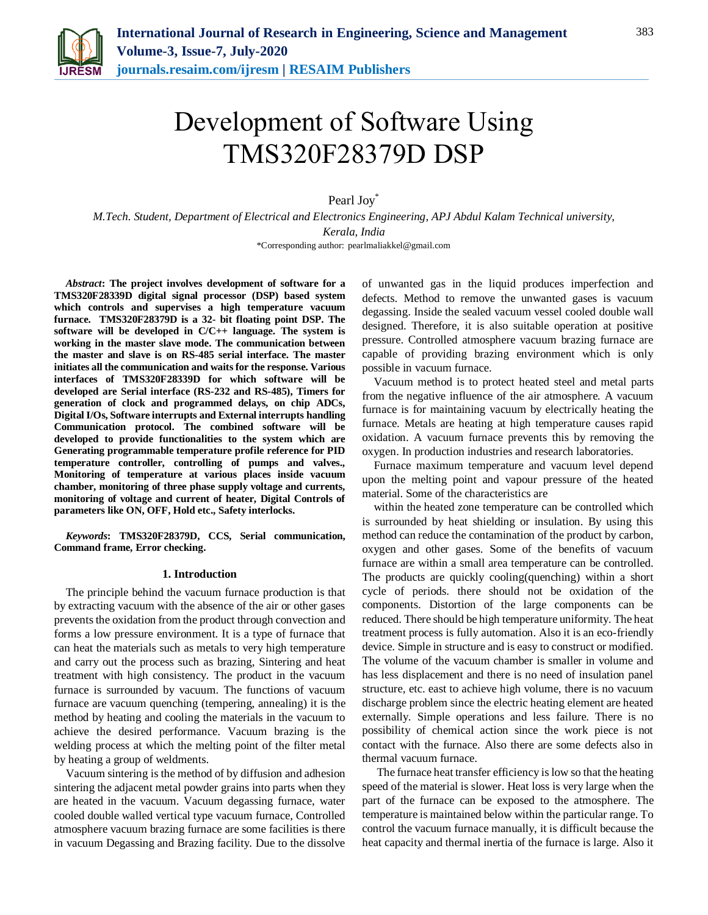# Development of Software Using TMS320F28379D DSP

Pearl Joy*

*M.Tech. Student, Department of Electrical and Electronics Engineering, APJ Abdul Kalam Technical university, Kerala, India*

*Corresponding author: pearlmaliakkel@gmail.com

***Abstract*: The project involves development of software for a TMS320F28339D digital signal processor (DSP) based system which controls and supervises a high temperature vacuum furnace. TMS320F28379D is a 32- bit floating point DSP. The software will be developed in C/C++ language. The system is working in the master slave mode. The communication between the master and slave is on RS-485 serial interface. The master initiates all the communication and waits for the response. Various interfaces of TMS320F28339D for which software will be developed are Serial interface (RS-232 and RS-485), Timers for generation of clock and programmed delays, on chip ADCs, Digital I/Os, Software interrupts and External interrupts handling Communication protocol. The combined software will be developed to provide functionalities to the system which are Generating programmable temperature profile reference for PID temperature controller, controlling of pumps and valves., Monitoring of temperature at various places inside vacuum chamber, monitoring of three phase supply voltage and currents, monitoring of voltage and current of heater, Digital Controls of parameters like ON, OFF, Hold etc., Safety interlocks.**

***Keywords*: TMS320F28379D, CCS, Serial communication, Command frame, Error checking.**

## 1. Introduction

The principle behind the vacuum furnace production is that by extracting vacuum with the absence of the air or other gases prevents the oxidation from the product through convection and forms a low pressure environment. It is a type of furnace that can heat the materials such as metals to very high temperature and carry out the process such as brazing, Sintering and heat treatment with high consistency. The product in the vacuum furnace is surrounded by vacuum. The functions of vacuum furnace are vacuum quenching (tempering, annealing) it is the method by heating and cooling the materials in the vacuum to achieve the desired performance. Vacuum brazing is the welding process at which the melting point of the filter metal by heating a group of weldments.

Vacuum sintering is the method of by diffusion and adhesion sintering the adjacent metal powder grains into parts when they are heated in the vacuum. Vacuum degassing furnace, water cooled double walled vertical type vacuum furnace, Controlled atmosphere vacuum brazing furnace are some facilities is there in vacuum Degassing and Brazing facility. Due to the dissolve of unwanted gas in the liquid produces imperfection and defects. Method to remove the unwanted gases is vacuum degassing. Inside the sealed vacuum vessel cooled double wall designed. Therefore, it is also suitable operation at positive pressure. Controlled atmosphere vacuum brazing furnace are capable of providing brazing environment which is only possible in vacuum furnace.

Vacuum method is to protect heated steel and metal parts from the negative influence of the air atmosphere. A vacuum furnace is for maintaining vacuum by electrically heating the furnace. Metals are heating at high temperature causes rapid oxidation. A vacuum furnace prevents this by removing the oxygen. In production industries and research laboratories.

Furnace maximum temperature and vacuum level depend upon the melting point and vapour pressure of the heated material. Some of the characteristics are

within the heated zone temperature can be controlled which is surrounded by heat shielding or insulation. By using this method can reduce the contamination of the product by carbon, oxygen and other gases. Some of the benefits of vacuum furnace are within a small area temperature can be controlled. The products are quickly cooling(quenching) within a short cycle of periods. there should not be oxidation of the components. Distortion of the large components can be reduced. There should be high temperature uniformity. The heat treatment process is fully automation. Also it is an eco-friendly device. Simple in structure and is easy to construct or modified. The volume of the vacuum chamber is smaller in volume and has less displacement and there is no need of insulation panel structure, etc. east to achieve high volume, there is no vacuum discharge problem since the electric heating element are heated externally. Simple operations and less failure. There is no possibility of chemical action since the work piece is not contact with the furnace. Also there are some defects also in thermal vacuum furnace.

The furnace heat transfer efficiency is low so that the heating speed of the material is slower. Heat loss is very large when the part of the furnace can be exposed to the atmosphere. The temperature is maintained below within the particular range. To control the vacuum furnace manually, it is difficult because the heat capacity and thermal inertia of the furnace is large. Also it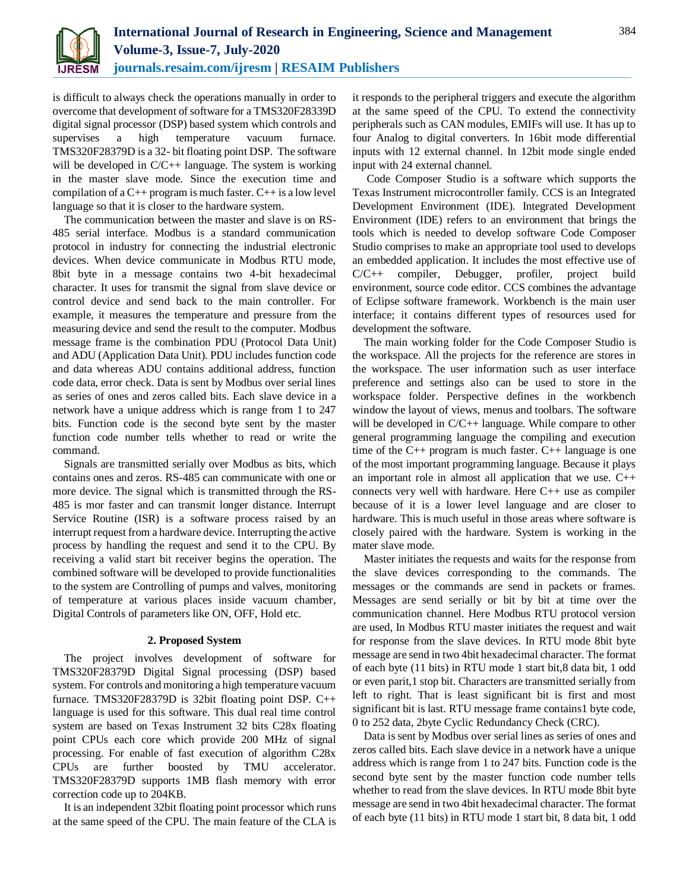is difficult to always check the operations manually in order to overcome that development of software for a TMS320F28339D digital signal processor (DSP) based system which controls and supervises a high temperature vacuum furnace. TMS320F28379D is a 32- bit floating point DSP. The software will be developed in C/C++ language. The system is working in the master slave mode. Since the execution time and compilation of a C++ program is much faster. C++ is a low level language so that it is closer to the hardware system.

The communication between the master and slave is on RS-485 serial interface. Modbus is a standard communication protocol in industry for connecting the industrial electronic devices. When device communicate in Modbus RTU mode, 8bit byte in a message contains two 4-bit hexadecimal character. It uses for transmit the signal from slave device or control device and send back to the main controller. For example, it measures the temperature and pressure from the measuring device and send the result to the computer. Modbus message frame is the combination PDU (Protocol Data Unit) and ADU (Application Data Unit). PDU includes function code and data whereas ADU contains additional address, function code data, error check. Data is sent by Modbus over serial lines as series of ones and zeros called bits. Each slave device in a network have a unique address which is range from 1 to 247 bits. Function code is the second byte sent by the master function code number tells whether to read or write the command.

Signals are transmitted serially over Modbus as bits, which contains ones and zeros. RS-485 can communicate with one or more device. The signal which is transmitted through the RS-485 is mor faster and can transmit longer distance. Interrupt Service Routine (ISR) is a software process raised by an interrupt request from a hardware device. Interrupting the active process by handling the request and send it to the CPU. By receiving a valid start bit receiver begins the operation. The combined software will be developed to provide functionalities to the system are Controlling of pumps and valves, monitoring of temperature at various places inside vacuum chamber, Digital Controls of parameters like ON, OFF, Hold etc.

## 2. Proposed System

The project involves development of software for TMS320F28379D Digital Signal processing (DSP) based system. For controls and monitoring a high temperature vacuum furnace. TMS320F28379D is 32bit floating point DSP. C++ language is used for this software. This dual real time control system are based on Texas Instrument 32 bits C28x floating point CPUs each core which provide 200 MHz of signal processing. For enable of fast execution of algorithm C28x CPUs are further boosted by TMU accelerator. TMS320F28379D supports 1MB flash memory with error correction code up to 204KB.

It is an independent 32bit floating point processor which runs at the same speed of the CPU. The main feature of the CLA is it responds to the peripheral triggers and execute the algorithm at the same speed of the CPU. To extend the connectivity peripherals such as CAN modules, EMIFs will use. It has up to four Analog to digital converters. In 16bit mode differential inputs with 12 external channel. In 12bit mode single ended input with 24 external channel.

Code Composer Studio is a software which supports the Texas Instrument microcontroller family. CCS is an Integrated Development Environment (IDE). Integrated Development Environment (IDE) refers to an environment that brings the tools which is needed to develop software Code Composer Studio comprises to make an appropriate tool used to develops an embedded application. It includes the most effective use of C/C++ compiler, Debugger, profiler, project build environment, source code editor. CCS combines the advantage of Eclipse software framework. Workbench is the main user interface; it contains different types of resources used for development the software.

The main working folder for the Code Composer Studio is the workspace. All the projects for the reference are stores in the workspace. The user information such as user interface preference and settings also can be used to store in the workspace folder. Perspective defines in the workbench window the layout of views, menus and toolbars. The software will be developed in C/C++ language. While compare to other general programming language the compiling and execution time of the C++ program is much faster. C++ language is one of the most important programming language. Because it plays an important role in almost all application that we use. C++ connects very well with hardware. Here C++ use as compiler because of it is a lower level language and are closer to hardware. This is much useful in those areas where software is closely paired with the hardware. System is working in the mater slave mode.

Master initiates the requests and waits for the response from the slave devices corresponding to the commands. The messages or the commands are send in packets or frames. Messages are send serially or bit by bit at time over the communication channel. Here Modbus RTU protocol version are used, In Modbus RTU master initiates the request and wait for response from the slave devices. In RTU mode 8bit byte message are send in two 4bit hexadecimal character. The format of each byte (11 bits) in RTU mode 1 start bit,8 data bit, 1 odd or even parit,1 stop bit. Characters are transmitted serially from left to right. That is least significant bit is first and most significant bit is last. RTU message frame contains1 byte code, 0 to 252 data, 2byte Cyclic Redundancy Check (CRC).

Data is sent by Modbus over serial lines as series of ones and zeros called bits. Each slave device in a network have a unique address which is range from 1 to 247 bits. Function code is the second byte sent by the master function code number tells whether to read from the slave devices. In RTU mode 8bit byte message are send in two 4bit hexadecimal character. The format of each byte (11 bits) in RTU mode 1 start bit, 8 data bit, 1 odd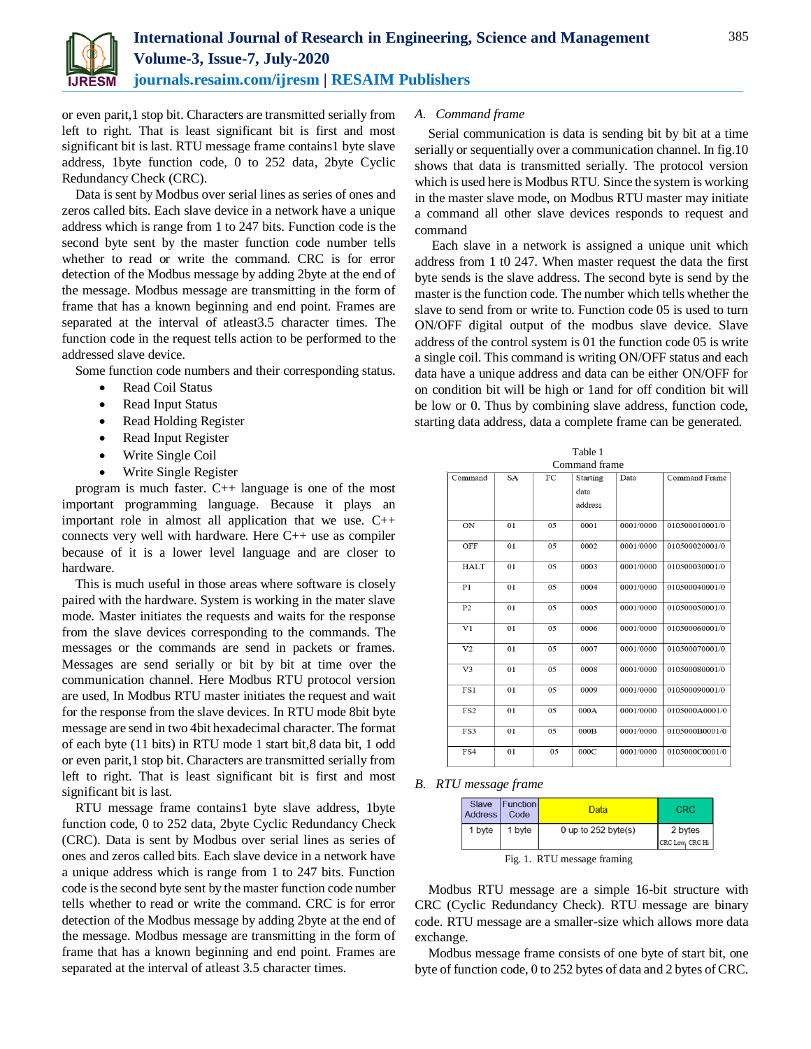or even parit,1 stop bit. Characters are transmitted serially from left to right. That is least significant bit is first and most significant bit is last. RTU message frame contains1 byte slave address, 1byte function code, 0 to 252 data, 2byte Cyclic Redundancy Check (CRC).

Data is sent by Modbus over serial lines as series of ones and zeros called bits. Each slave device in a network have a unique address which is range from 1 to 247 bits. Function code is the second byte sent by the master function code number tells whether to read or write the command. CRC is for error detection of the Modbus message by adding 2byte at the end of the message. Modbus message are transmitting in the form of frame that has a known beginning and end point. Frames are separated at the interval of atleast3.5 character times. The function code in the request tells action to be performed to the addressed slave device.

Some function code numbers and their corresponding status.

- Read Coil Status
- Read Input Status
- Read Holding Register
- Read Input Register
- Write Single Coil
- Write Single Register

program is much faster. C++ language is one of the most important programming language. Because it plays an important role in almost all application that we use. C++ connects very well with hardware. Here C++ use as compiler because of it is a lower level language and are closer to hardware.

This is much useful in those areas where software is closely paired with the hardware. System is working in the mater slave mode. Master initiates the requests and waits for the response from the slave devices corresponding to the commands. The messages or the commands are send in packets or frames. Messages are send serially or bit by bit at time over the communication channel. Here Modbus RTU protocol version are used, In Modbus RTU master initiates the request and wait for the response from the slave devices. In RTU mode 8bit byte message are send in two 4bit hexadecimal character. The format of each byte (11 bits) in RTU mode 1 start bit,8 data bit, 1 odd or even parit,1 stop bit. Characters are transmitted serially from left to right. That is least significant bit is first and most significant bit is last.

RTU message frame contains1 byte slave address, 1byte function code, 0 to 252 data, 2byte Cyclic Redundancy Check (CRC). Data is sent by Modbus over serial lines as series of ones and zeros called bits. Each slave device in a network have a unique address which is range from 1 to 247 bits. Function code is the second byte sent by the master function code number tells whether to read or write the command. CRC is for error detection of the Modbus message by adding 2byte at the end of the message. Modbus message are transmitting in the form of frame that has a known beginning and end point. Frames are separated at the interval of atleast 3.5 character times.

### A. *Command frame*

Serial communication is data is sending bit by bit at a time serially or sequentially over a communication channel. In fig.10 shows that data is transmitted serially. The protocol version which is used here is Modbus RTU. Since the system is working in the master slave mode, on Modbus RTU master may initiate a command all other slave devices responds to request and command

Each slave in a network is assigned a unique unit which address from 1 t0 247. When master request the data the first byte sends is the slave address. The second byte is send by the master is the function code. The number which tells whether the slave to send from or write to. Function code 05 is used to turn ON/OFF digital output of the modbus slave device. Slave address of the control system is 01 the function code 05 is write a single coil. This command is writing ON/OFF status and each data have a unique address and data can be either ON/OFF for on condition bit will be high or 1and for off condition bit will be low or 0. Thus by combining slave address, function code, starting data address, data a complete frame can be generated.

Table 1
Command frame

| Command | SA | FC | Starting data address | Data | Command Frame |
|---|---|---|---|---|---|
| ON | 01 | 05 | 0001 | 0001/0000 | 010500010001/0 |
| OFF | 01 | 05 | 0002 | 0001/0000 | 010500020001/0 |
| HALT | 01 | 05 | 0003 | 0001/0000 | 010500030001/0 |
| P1 | 01 | 05 | 0004 | 0001/0000 | 010500040001/0 |
| P2 | 01 | 05 | 0005 | 0001/0000 | 010500050001/0 |
| V1 | 01 | 05 | 0006 | 0001/0000 | 010500060001/0 |
| V2 | 01 | 05 | 0007 | 0001/0000 | 010500070001/0 |
| V3 | 01 | 05 | 0008 | 0001/0000 | 010500080001/0 |
| FS1 | 01 | 05 | 0009 | 0001/0000 | 010500090001/0 |
| FS2 | 01 | 05 | 000A | 0001/0000 | 0105000A0001/0 |
| FS3 | 01 | 05 | 000B | 0001/0000 | 0105000B0001/0 |
| FS4 | 01 | 05 | 000C | 0001/0000 | 0105000C0001/0 |

### B. *RTU message frame*

| Slave Address | Function Code | Data | CRC |
|---|---|---|---|
| 1 byte | 1 byte | 0 up to 252 byte(s) | 2 bytes CRC Low CRC Hi |

Fig. 1. RTU message framing

Modbus RTU message are a simple 16-bit structure with CRC (Cyclic Redundancy Check). RTU message are binary code. RTU message are a smaller-size which allows more data exchange.

Modbus message frame consists of one byte of start bit, one byte of function code, 0 to 252 bytes of data and 2 bytes of CRC.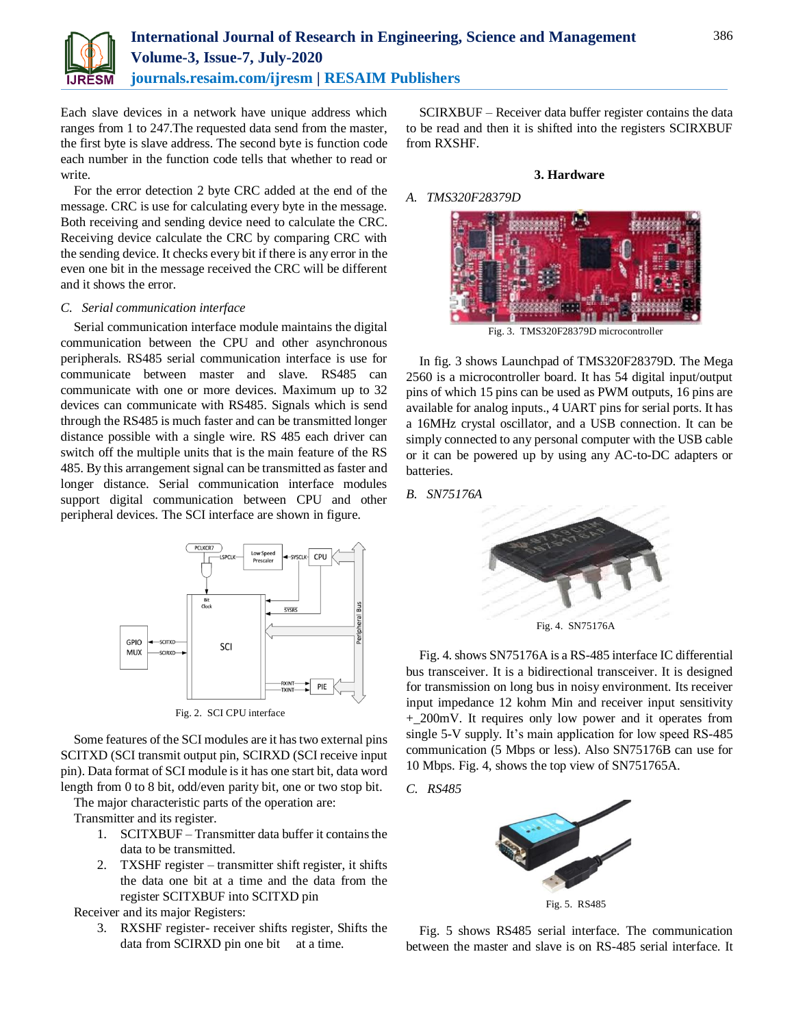Each slave devices in a network have unique address which ranges from 1 to 247.The requested data send from the master, the first byte is slave address. The second byte is function code each number in the function code tells that whether to read or write.

For the error detection 2 byte CRC added at the end of the message. CRC is use for calculating every byte in the message. Both receiving and sending device need to calculate the CRC. Receiving device calculate the CRC by comparing CRC with the sending device. It checks every bit if there is any error in the even one bit in the message received the CRC will be different and it shows the error.

### *C. Serial communication interface*

Serial communication interface module maintains the digital communication between the CPU and other asynchronous peripherals. RS485 serial communication interface is use for communicate between master and slave. RS485 can communicate with one or more devices. Maximum up to 32 devices can communicate with RS485. Signals which is send through the RS485 is much faster and can be transmitted longer distance possible with a single wire. RS 485 each driver can switch off the multiple units that is the main feature of the RS 485. By this arrangement signal can be transmitted as faster and longer distance. Serial communication interface modules support digital communication between CPU and other peripheral devices. The SCI interface are shown in figure.

Fig. 2. SCI CPU interface

Some features of the SCI modules are it has two external pins SCITXD (SCI transmit output pin, SCIRXD (SCI receive input pin). Data format of SCI module is it has one start bit, data word length from 0 to 8 bit, odd/even parity bit, one or two stop bit.

The major characteristic parts of the operation are:

Transmitter and its register.

1. SCITXBUF – Transmitter data buffer it contains the data to be transmitted.
2. TXSHF register – transmitter shift register, it shifts the data one bit at a time and the data from the register SCITXBUF into SCITXD pin

Receiver and its major Registers:

3. RXSHF register- receiver shifts register, Shifts the data from SCIRXD pin one bit at a time.

SCIRXBUF – Receiver data buffer register contains the data to be read and then it is shifted into the registers SCIRXBUF from RXSHF.

## 3. Hardware

### *A. TMS320F28379D*

Fig. 3. TMS320F28379D microcontroller

In fig. 3 shows Launchpad of TMS320F28379D. The Mega 2560 is a microcontroller board. It has 54 digital input/output pins of which 15 pins can be used as PWM outputs, 16 pins are available for analog inputs., 4 UART pins for serial ports. It has a 16MHz crystal oscillator, and a USB connection. It can be simply connected to any personal computer with the USB cable or it can be powered up by using any AC-to-DC adapters or batteries.

### *B. SN75176A*

Fig. 4. SN75176A

Fig. 4. shows SN75176A is a RS-485 interface IC differential bus transceiver. It is a bidirectional transceiver. It is designed for transmission on long bus in noisy environment. Its receiver input impedance 12 kohm Min and receiver input sensitivity +_200mV. It requires only low power and it operates from single 5-V supply. It's main application for low speed RS-485 communication (5 Mbps or less). Also SN75176B can use for 10 Mbps. Fig. 4, shows the top view of SN751765A.

### *C. RS485*

Fig. 5. RS485

Fig. 5 shows RS485 serial interface. The communication between the master and slave is on RS-485 serial interface. It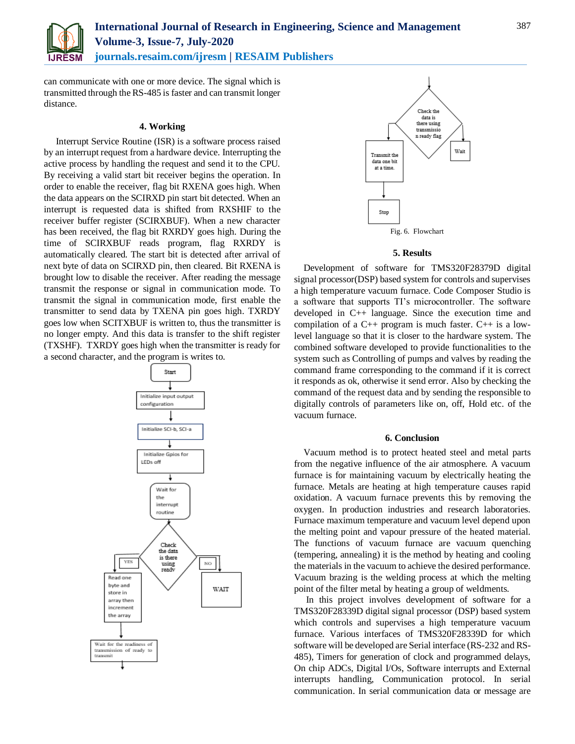can communicate with one or more device. The signal which is transmitted through the RS-485 is faster and can transmit longer distance.

## 4. Working

Interrupt Service Routine (ISR) is a software process raised by an interrupt request from a hardware device. Interrupting the active process by handling the request and send it to the CPU. By receiving a valid start bit receiver begins the operation. In order to enable the receiver, flag bit RXENA goes high. When the data appears on the SCIRXD pin start bit detected. When an interrupt is requested data is shifted from RXSHIF to the receiver buffer register (SCIRXBUF). When a new character has been received, the flag bit RXRDY goes high. During the time of SCIRXBUF reads program, flag RXRDY is automatically cleared. The start bit is detected after arrival of next byte of data on SCIRXD pin, then cleared. Bit RXENA is brought low to disable the receiver. After reading the message transmit the response or signal in communication mode. To transmit the signal in communication mode, first enable the transmitter to send data by TXENA pin goes high. TXRDY goes low when SCITXBUF is written to, thus the transmitter is no longer empty. And this data is transfer to the shift register (TXSHF). TXRDY goes high when the transmitter is ready for a second character, and the program is writes to.

Fig. 6. Flowchart

## 5. Results

Development of software for TMS320F28379D digital signal processor(DSP) based system for controls and supervises a high temperature vacuum furnace. Code Composer Studio is a software that supports TI's microcontroller. The software developed in C++ language. Since the execution time and compilation of a C++ program is much faster. C++ is a low-level language so that it is closer to the hardware system. The combined software developed to provide functionalities to the system such as Controlling of pumps and valves by reading the command frame corresponding to the command if it is correct it responds as ok, otherwise it send error. Also by checking the command of the request data and by sending the responsible to digitally controls of parameters like on, off, Hold etc. of the vacuum furnace.

## 6. Conclusion

Vacuum method is to protect heated steel and metal parts from the negative influence of the air atmosphere. A vacuum furnace is for maintaining vacuum by electrically heating the furnace. Metals are heating at high temperature causes rapid oxidation. A vacuum furnace prevents this by removing the oxygen. In production industries and research laboratories. Furnace maximum temperature and vacuum level depend upon the melting point and vapour pressure of the heated material. The functions of vacuum furnace are vacuum quenching (tempering, annealing) it is the method by heating and cooling the materials in the vacuum to achieve the desired performance. Vacuum brazing is the welding process at which the melting point of the filter metal by heating a group of weldments.

In this project involves development of software for a TMS320F28339D digital signal processor (DSP) based system which controls and supervises a high temperature vacuum furnace. Various interfaces of TMS320F28339D for which software will be developed are Serial interface (RS-232 and RS-485), Timers for generation of clock and programmed delays, On chip ADCs, Digital I/Os, Software interrupts and External interrupts handling, Communication protocol. In serial communication. In serial communication data or message are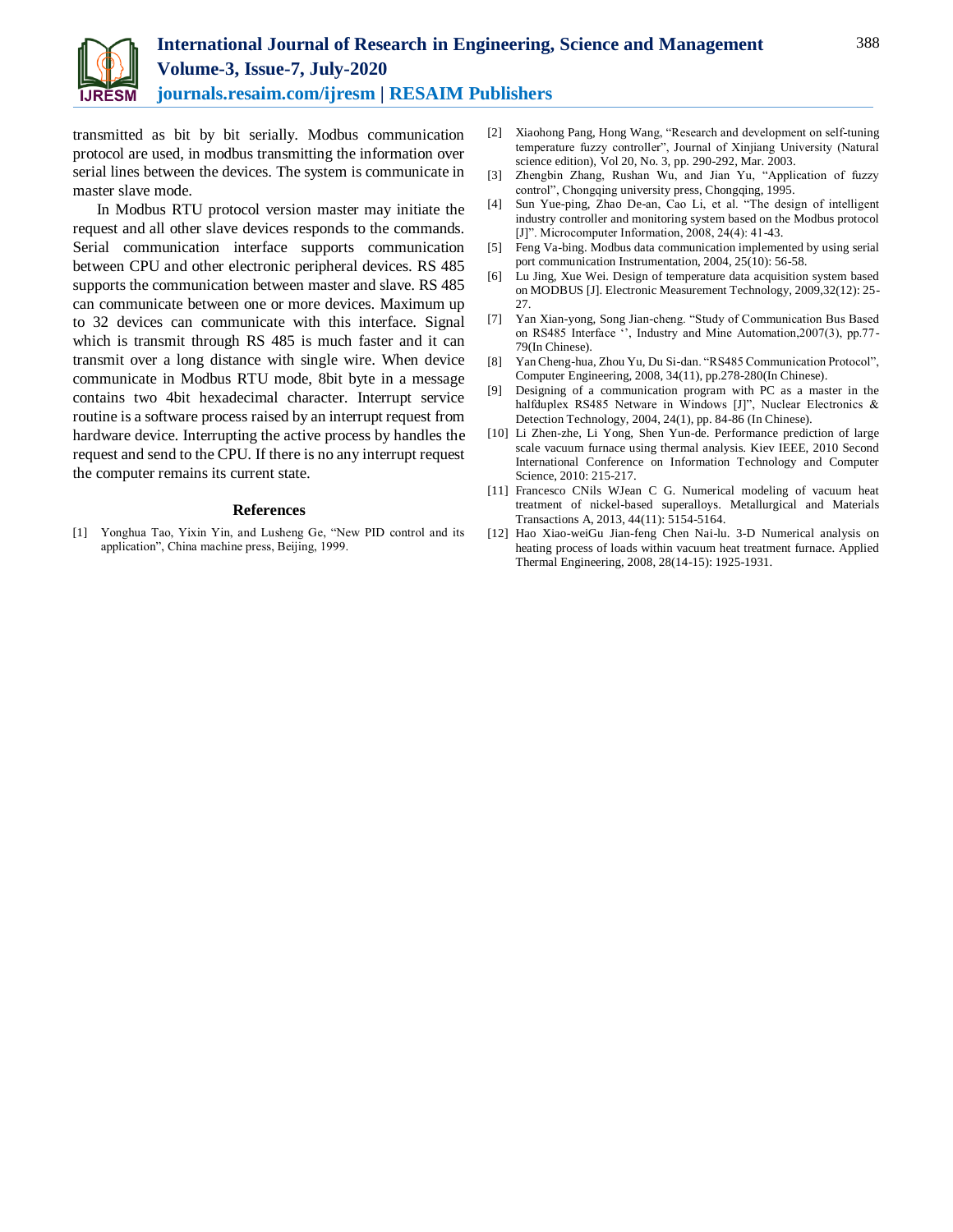transmitted as bit by bit serially. Modbus communication protocol are used, in modbus transmitting the information over serial lines between the devices. The system is communicate in master slave mode.

In Modbus RTU protocol version master may initiate the request and all other slave devices responds to the commands. Serial communication interface supports communication between CPU and other electronic peripheral devices. RS 485 supports the communication between master and slave. RS 485 can communicate between one or more devices. Maximum up to 32 devices can communicate with this interface. Signal which is transmit through RS 485 is much faster and it can transmit over a long distance with single wire. When device communicate in Modbus RTU mode, 8bit byte in a message contains two 4bit hexadecimal character. Interrupt service routine is a software process raised by an interrupt request from hardware device. Interrupting the active process by handles the request and send to the CPU. If there is no any interrupt request the computer remains its current state.

## References

[1] Yonghua Tao, Yixin Yin, and Lusheng Ge, "New PID control and its application", China machine press, Beijing, 1999.

[2] Xiaohong Pang, Hong Wang, "Research and development on self-tuning temperature fuzzy controller", Journal of Xinjiang University (Natural science edition), Vol 20, No. 3, pp. 290-292, Mar. 2003.

[3] Zhengbin Zhang, Rushan Wu, and Jian Yu, "Application of fuzzy control", Chongqing university press, Chongqing, 1995.

[4] Sun Yue-ping, Zhao De-an, Cao Li, et al. "The design of intelligent industry controller and monitoring system based on the Modbus protocol [J]". Microcomputer Information, 2008, 24(4): 41-43.

[5] Feng Va-bing. Modbus data communication implemented by using serial port communication Instrumentation, 2004, 25(10): 56-58.

[6] Lu Jing, Xue Wei. Design of temperature data acquisition system based on MODBUS [J]. Electronic Measurement Technology, 2009,32(12): 25-27.

[7] Yan Xian-yong, Song Jian-cheng. "Study of Communication Bus Based on RS485 Interface '', Industry and Mine Automation,2007(3), pp.77-79(In Chinese).

[8] Yan Cheng-hua, Zhou Yu, Du Si-dan. "RS485 Communication Protocol", Computer Engineering, 2008, 34(11), pp.278-280(In Chinese).

[9] Designing of a communication program with PC as a master in the halfduplex RS485 Netware in Windows [J]", Nuclear Electronics & Detection Technology, 2004, 24(1), pp. 84-86 (In Chinese).

[10] Li Zhen-zhe, Li Yong, Shen Yun-de. Performance prediction of large scale vacuum furnace using thermal analysis. Kiev IEEE, 2010 Second International Conference on Information Technology and Computer Science, 2010: 215-217.

[11] Francesco CNils WJean C G. Numerical modeling of vacuum heat treatment of nickel-based superalloys. Metallurgical and Materials Transactions A, 2013, 44(11): 5154-5164.

[12] Hao Xiao-weiGu Jian-feng Chen Nai-lu. 3-D Numerical analysis on heating process of loads within vacuum heat treatment furnace. Applied Thermal Engineering, 2008, 28(14-15): 1925-1931.